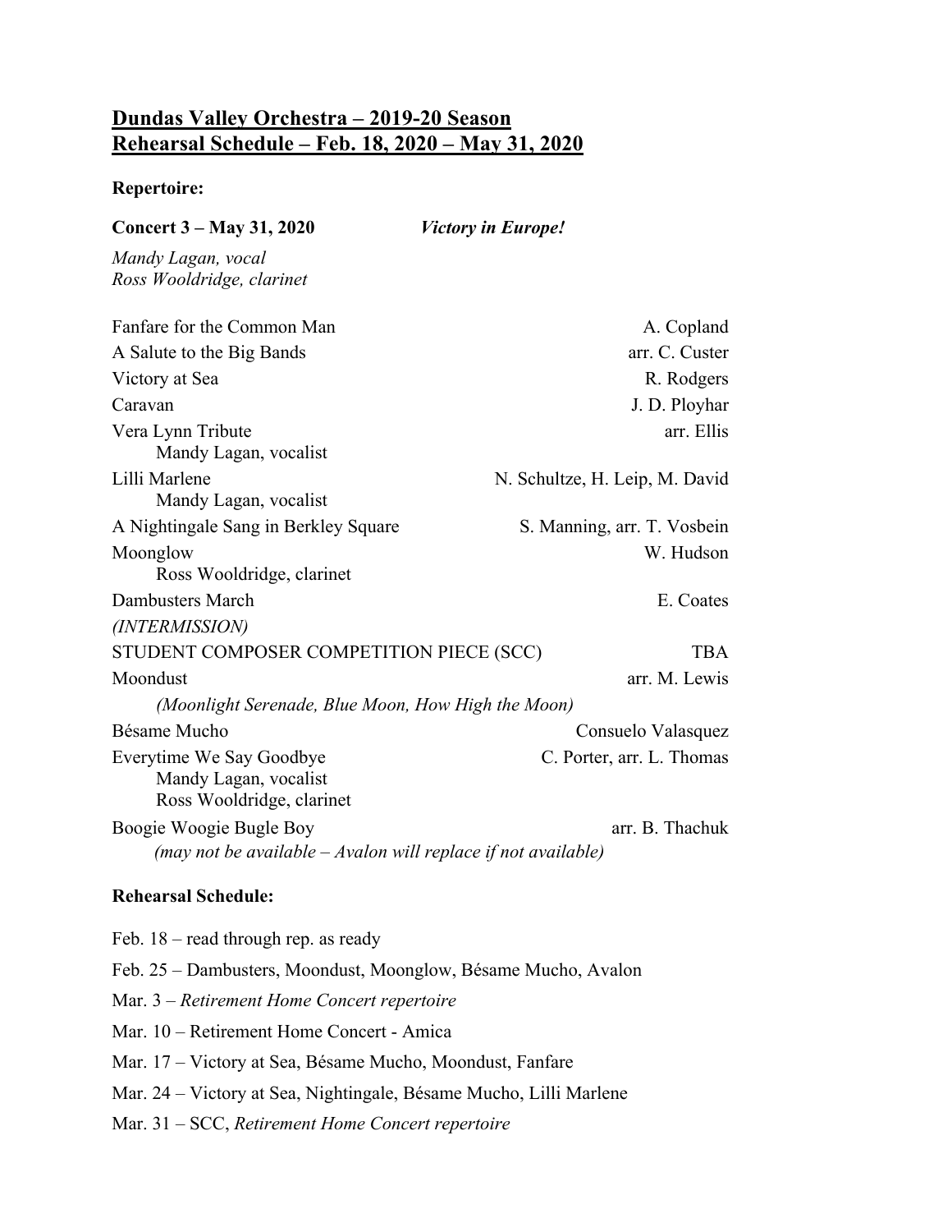# <u>Dundas Valley Orchestra – 2019-20 Season</u>
# <u>Rehearsal Schedule – Feb. 18, 2020 – May 31, 2020</u>

**Repertoire:**

**Concert 3 – May 31, 2020** ***Victory in Europe!***

*Mandy Lagan, vocal*
*Ross Wooldridge, clarinet*

| Piece | Composer/Arranger |
|---|---|
| Fanfare for the Common Man | A. Copland |
| A Salute to the Big Bands | arr. C. Custer |
| Victory at Sea | R. Rodgers |
| Caravan | J. D. Ployhar |
| Vera Lynn Tribute<br>Mandy Lagan, vocalist | arr. Ellis |
| Lilli Marlene<br>Mandy Lagan, vocalist | N. Schultze, H. Leip, M. David |
| A Nightingale Sang in Berkley Square | S. Manning, arr. T. Vosbein |
| Moonglow<br>Ross Wooldridge, clarinet | W. Hudson |
| Dambusters March | E. Coates |
| *(INTERMISSION)* | |
| STUDENT COMPOSER COMPETITION PIECE (SCC) | TBA |
| Moondust<br>*(Moonlight Serenade, Blue Moon, How High the Moon)* | arr. M. Lewis |
| Bésame Mucho | Consuelo Valasquez |
| Everytime We Say Goodbye<br>Mandy Lagan, vocalist<br>Ross Wooldridge, clarinet | C. Porter, arr. L. Thomas |
| Boogie Woogie Bugle Boy<br>*(may not be available – Avalon will replace if not available)* | arr. B. Thachuk |

**Rehearsal Schedule:**

Feb. 18 – read through rep. as ready

Feb. 25 – Dambusters, Moondust, Moonglow, Bésame Mucho, Avalon

Mar. 3 – *Retirement Home Concert repertoire*

Mar. 10 – Retirement Home Concert - Amica

Mar. 17 – Victory at Sea, Bésame Mucho, Moondust, Fanfare

Mar. 24 – Victory at Sea, Nightingale, Bésame Mucho, Lilli Marlene

Mar. 31 – SCC, *Retirement Home Concert repertoire*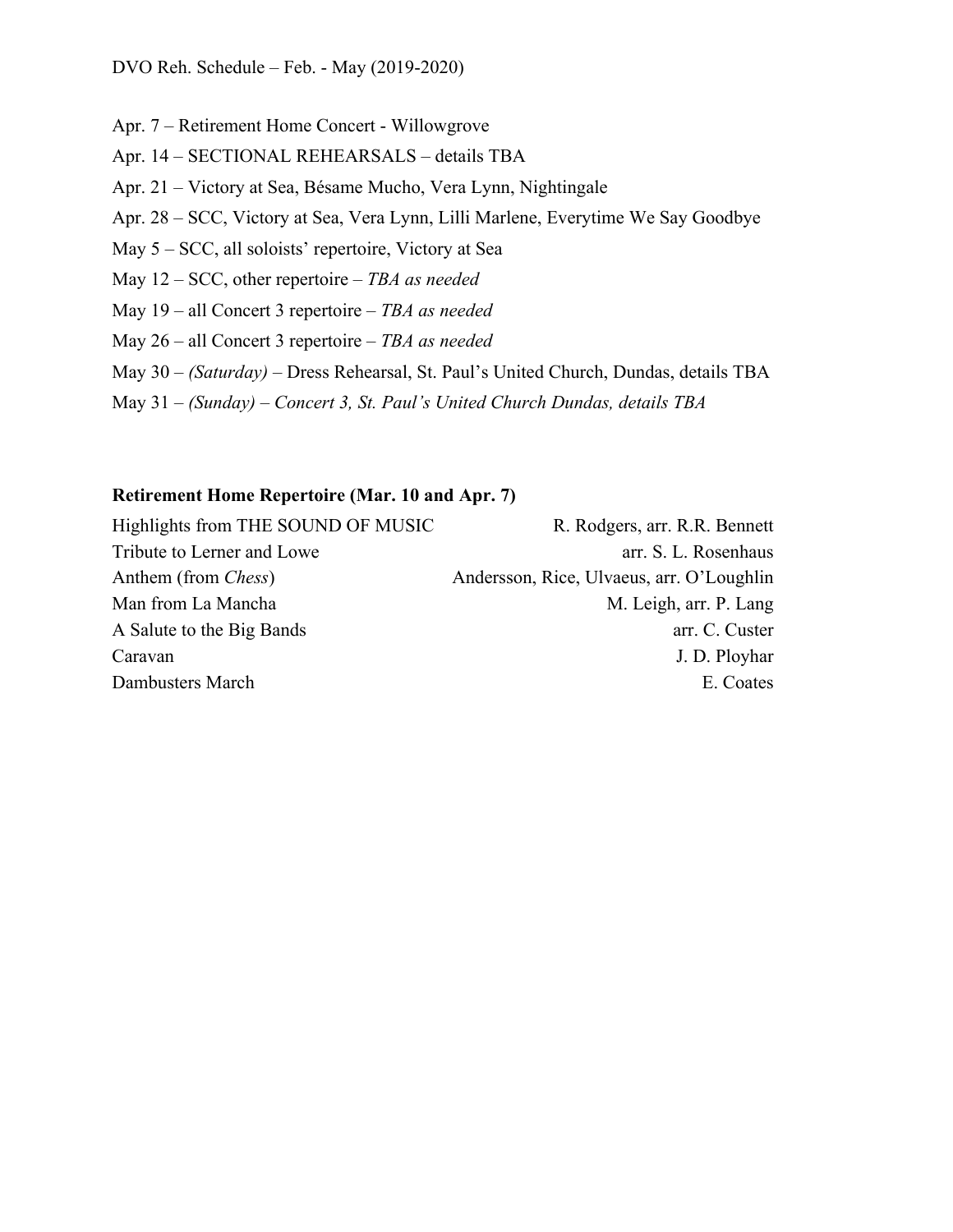Apr. 7 – Retirement Home Concert - Willowgrove

Apr. 14 – SECTIONAL REHEARSALS – details TBA

Apr. 21 – Victory at Sea, Bésame Mucho, Vera Lynn, Nightingale

Apr. 28 – SCC, Victory at Sea, Vera Lynn, Lilli Marlene, Everytime We Say Goodbye

May 5 – SCC, all soloists' repertoire, Victory at Sea

May 12 – SCC, other repertoire – *TBA as needed*

May 19 – all Concert 3 repertoire – *TBA as needed*

May 26 – all Concert 3 repertoire – *TBA as needed*

May 30 – *(Saturday)* – Dress Rehearsal, St. Paul's United Church, Dundas, details TBA

May 31 – *(Sunday) – Concert 3, St. Paul's United Church Dundas, details TBA*

**Retirement Home Repertoire (Mar. 10 and Apr. 7)**

| | |
|---|---|
| Highlights from THE SOUND OF MUSIC | R. Rodgers, arr. R.R. Bennett |
| Tribute to Lerner and Lowe | arr. S. L. Rosenhaus |
| Anthem (from *Chess*) | Andersson, Rice, Ulvaeus, arr. O'Loughlin |
| Man from La Mancha | M. Leigh, arr. P. Lang |
| A Salute to the Big Bands | arr. C. Custer |
| Caravan | J. D. Ployhar |
| Dambusters March | E. Coates |